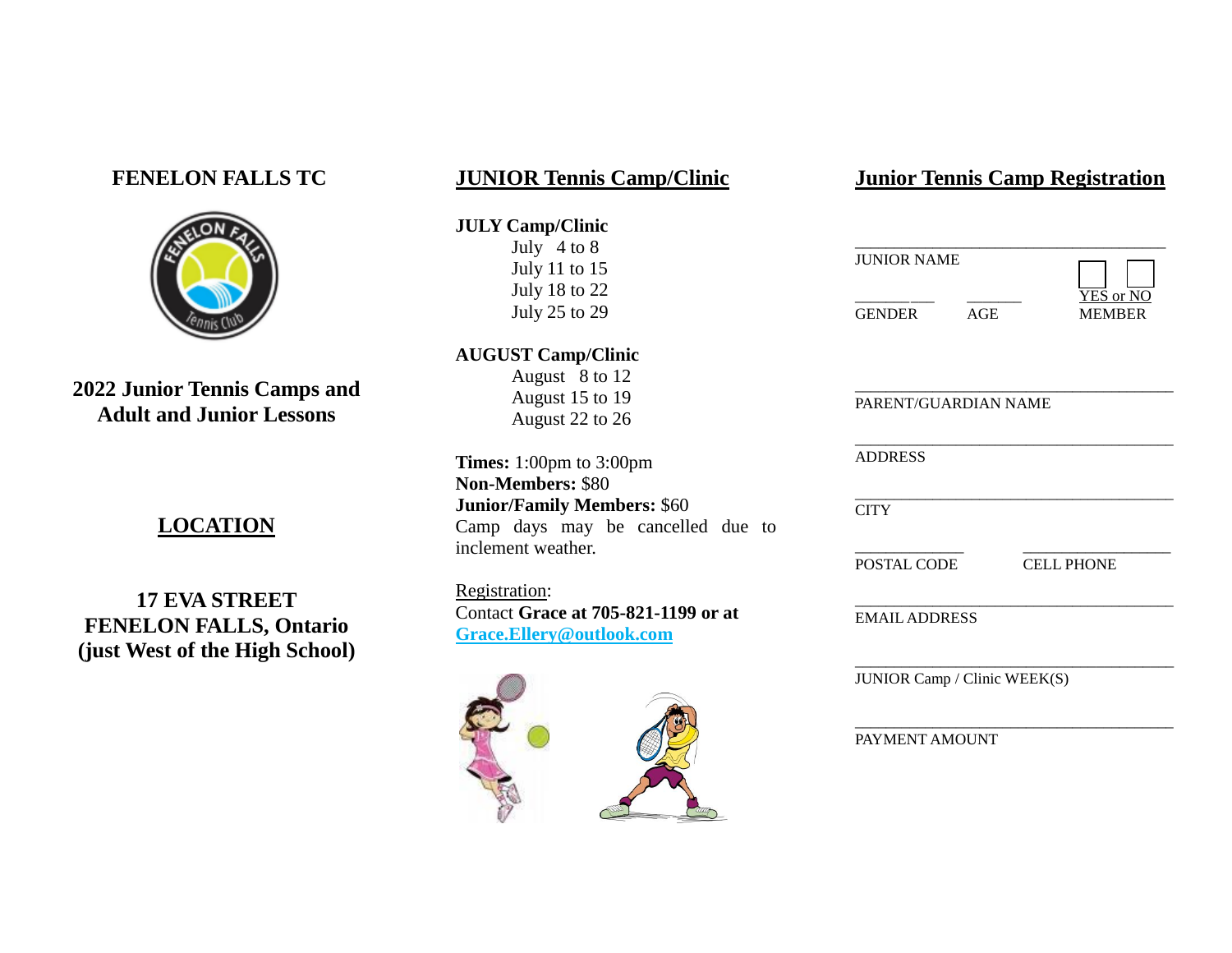## FENELON FALLS TC

**2022 Junior Tennis Camps and Adult and Junior Lessons**

## LOCATION

**17 EVA STREET**
**FENELON FALLS, Ontario**
**(just West of the High School)**

## JUNIOR Tennis Camp/Clinic

**JULY Camp/Clinic**

- July 4 to 8
- July 11 to 15
- July 18 to 22
- July 25 to 29

**AUGUST Camp/Clinic**

- August 8 to 12
- August 15 to 19
- August 22 to 26

**Times:** 1:00pm to 3:00pm
**Non-Members:** $80
**Junior/Family Members:** $60
Camp days may be cancelled due to inclement weather.

Registration:
Contact **Grace at 705-821-1199 or at** **Grace.Ellery@outlook.com**

## Junior Tennis Camp Registration

______________________________
JUNIOR NAME

________ ________ ☐ ☐
GENDER AGE YES or NO MEMBER

______________________________
PARENT/GUARDIAN NAME

______________________________
ADDRESS

______________________________
CITY

____________ ______________
POSTAL CODE CELL PHONE

______________________________
EMAIL ADDRESS

______________________________
JUNIOR Camp / Clinic WEEK(S)

______________________________
PAYMENT AMOUNT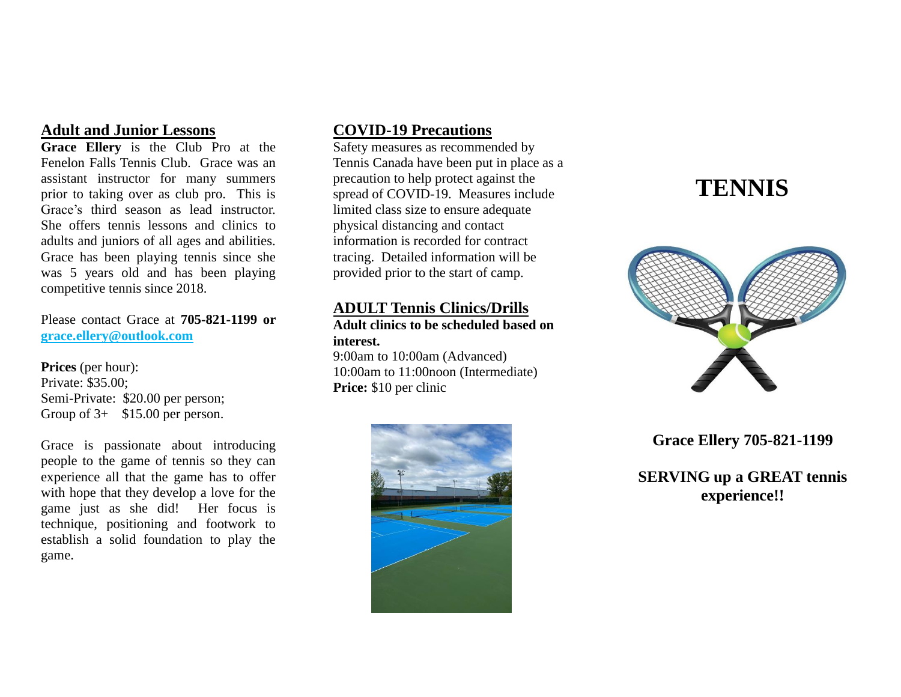## Adult and Junior Lessons

**Grace Ellery** is the Club Pro at the Fenelon Falls Tennis Club. Grace was an assistant instructor for many summers prior to taking over as club pro. This is Grace's third season as lead instructor. She offers tennis lessons and clinics to adults and juniors of all ages and abilities. Grace has been playing tennis since she was 5 years old and has been playing competitive tennis since 2018.

Please contact Grace at **705-821-1199 or grace.ellery@outlook.com**

**Prices** (per hour):
Private: $35.00;
Semi-Private: $20.00 per person;
Group of 3+ $15.00 per person.

Grace is passionate about introducing people to the game of tennis so they can experience all that the game has to offer with hope that they develop a love for the game just as she did! Her focus is technique, positioning and footwork to establish a solid foundation to play the game.

## COVID-19 Precautions

Safety measures as recommended by Tennis Canada have been put in place as a precaution to help protect against the spread of COVID-19. Measures include limited class size to ensure adequate physical distancing and contact information is recorded for contract tracing. Detailed information will be provided prior to the start of camp.

## ADULT Tennis Clinics/Drills

**Adult clinics to be scheduled based on interest.**
9:00am to 10:00am (Advanced)
10:00am to 11:00noon (Intermediate)
**Price:** $10 per clinic

# TENNIS

**Grace Ellery 705-821-1199**

**SERVING up a GREAT tennis experience!!**